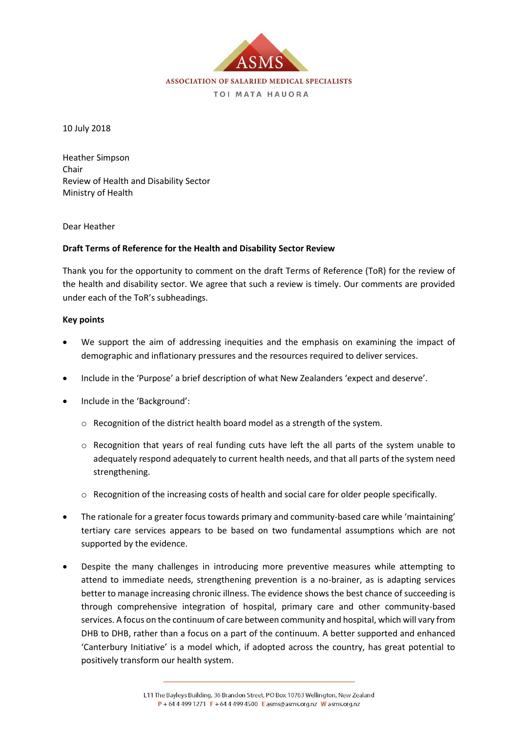ASMS

ASSOCIATION OF SALARIED MEDICAL SPECIALISTS

TOI MATA HAUORA

10 July 2018

Heather Simpson
Chair
Review of Health and Disability Sector
Ministry of Health

Dear Heather

**Draft Terms of Reference for the Health and Disability Sector Review**

Thank you for the opportunity to comment on the draft Terms of Reference (ToR) for the review of the health and disability sector. We agree that such a review is timely. Our comments are provided under each of the ToR's subheadings.

**Key points**

- We support the aim of addressing inequities and the emphasis on examining the impact of demographic and inflationary pressures and the resources required to deliver services.
- Include in the 'Purpose' a brief description of what New Zealanders 'expect and deserve'.
- Include in the 'Background':
  - Recognition of the district health board model as a strength of the system.
  - Recognition that years of real funding cuts have left the all parts of the system unable to adequately respond adequately to current health needs, and that all parts of the system need strengthening.
  - Recognition of the increasing costs of health and social care for older people specifically.
- The rationale for a greater focus towards primary and community-based care while 'maintaining' tertiary care services appears to be based on two fundamental assumptions which are not supported by the evidence.
- Despite the many challenges in introducing more preventive measures while attempting to attend to immediate needs, strengthening prevention is a no-brainer, as is adapting services better to manage increasing chronic illness. The evidence shows the best chance of succeeding is through comprehensive integration of hospital, primary care and other community-based services. A focus on the continuum of care between community and hospital, which will vary from DHB to DHB, rather than a focus on a part of the continuum. A better supported and enhanced 'Canterbury Initiative' is a model which, if adopted across the country, has great potential to positively transform our health system.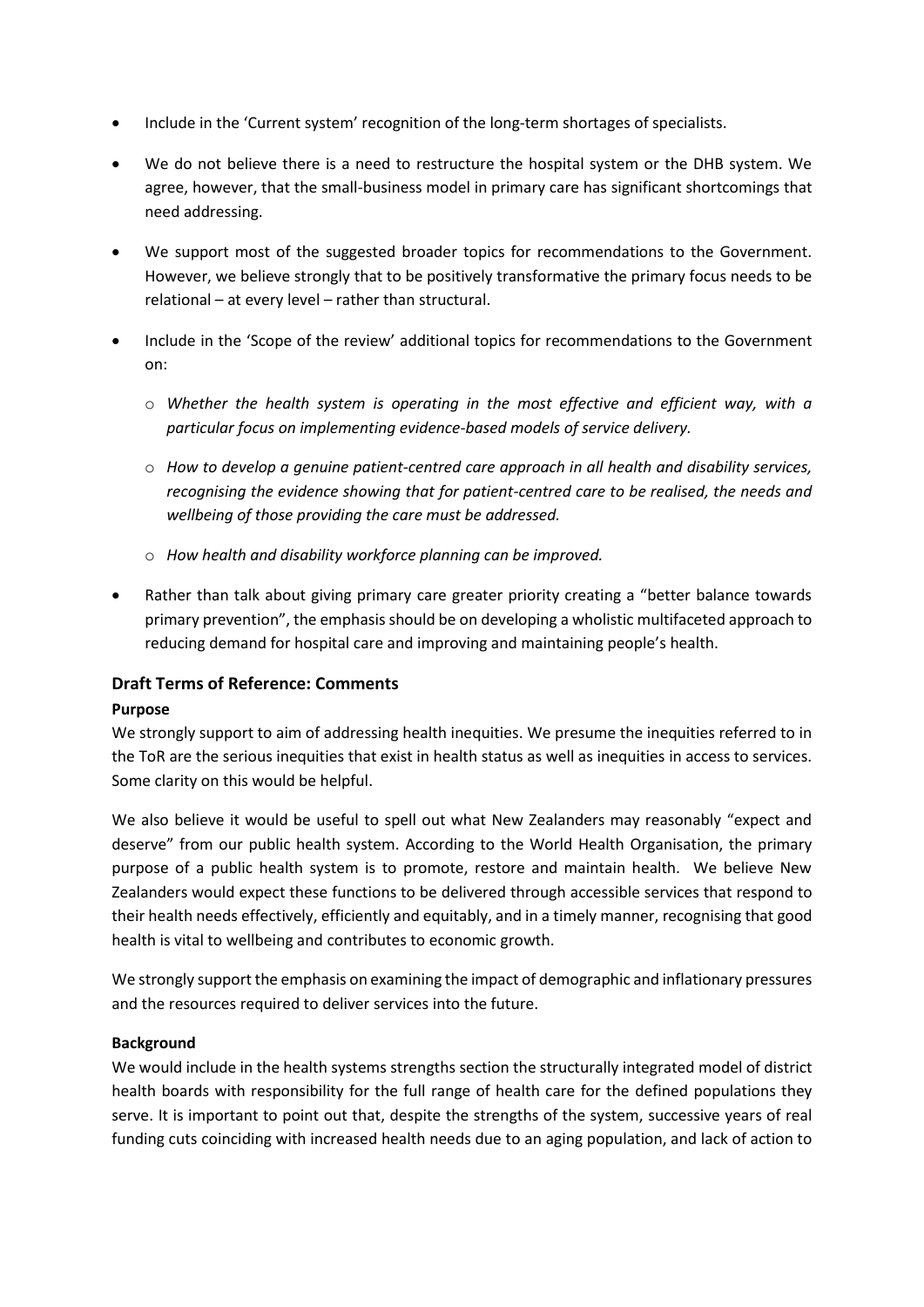- Include in the 'Current system' recognition of the long-term shortages of specialists.
- We do not believe there is a need to restructure the hospital system or the DHB system. We agree, however, that the small-business model in primary care has significant shortcomings that need addressing.
- We support most of the suggested broader topics for recommendations to the Government. However, we believe strongly that to be positively transformative the primary focus needs to be relational – at every level – rather than structural.
- Include in the 'Scope of the review' additional topics for recommendations to the Government on:
  - *Whether the health system is operating in the most effective and efficient way, with a particular focus on implementing evidence-based models of service delivery.*
  - *How to develop a genuine patient-centred care approach in all health and disability services, recognising the evidence showing that for patient-centred care to be realised, the needs and wellbeing of those providing the care must be addressed.*
  - *How health and disability workforce planning can be improved.*
- Rather than talk about giving primary care greater priority creating a "better balance towards primary prevention", the emphasis should be on developing a wholistic multifaceted approach to reducing demand for hospital care and improving and maintaining people's health.

## Draft Terms of Reference: Comments

**Purpose**

We strongly support to aim of addressing health inequities. We presume the inequities referred to in the ToR are the serious inequities that exist in health status as well as inequities in access to services. Some clarity on this would be helpful.

We also believe it would be useful to spell out what New Zealanders may reasonably "expect and deserve" from our public health system. According to the World Health Organisation, the primary purpose of a public health system is to promote, restore and maintain health. We believe New Zealanders would expect these functions to be delivered through accessible services that respond to their health needs effectively, efficiently and equitably, and in a timely manner, recognising that good health is vital to wellbeing and contributes to economic growth.

We strongly support the emphasis on examining the impact of demographic and inflationary pressures and the resources required to deliver services into the future.

**Background**

We would include in the health systems strengths section the structurally integrated model of district health boards with responsibility for the full range of health care for the defined populations they serve. It is important to point out that, despite the strengths of the system, successive years of real funding cuts coinciding with increased health needs due to an aging population, and lack of action to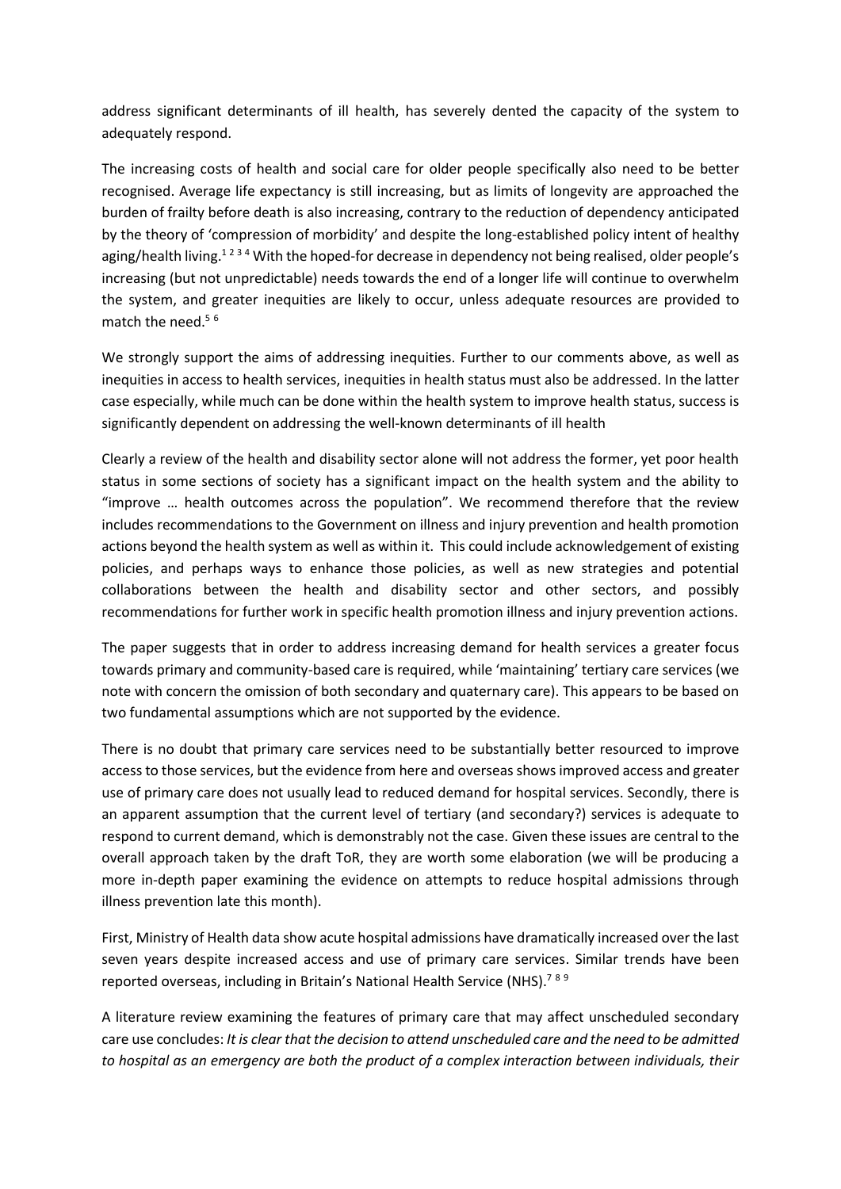address significant determinants of ill health, has severely dented the capacity of the system to adequately respond.

The increasing costs of health and social care for older people specifically also need to be better recognised. Average life expectancy is still increasing, but as limits of longevity are approached the burden of frailty before death is also increasing, contrary to the reduction of dependency anticipated by the theory of 'compression of morbidity' and despite the long-established policy intent of healthy aging/health living.[1 2 3 4] With the hoped-for decrease in dependency not being realised, older people's increasing (but not unpredictable) needs towards the end of a longer life will continue to overwhelm the system, and greater inequities are likely to occur, unless adequate resources are provided to match the need.[5 6]

We strongly support the aims of addressing inequities. Further to our comments above, as well as inequities in access to health services, inequities in health status must also be addressed. In the latter case especially, while much can be done within the health system to improve health status, success is significantly dependent on addressing the well-known determinants of ill health

Clearly a review of the health and disability sector alone will not address the former, yet poor health status in some sections of society has a significant impact on the health system and the ability to "improve … health outcomes across the population". We recommend therefore that the review includes recommendations to the Government on illness and injury prevention and health promotion actions beyond the health system as well as within it. This could include acknowledgement of existing policies, and perhaps ways to enhance those policies, as well as new strategies and potential collaborations between the health and disability sector and other sectors, and possibly recommendations for further work in specific health promotion illness and injury prevention actions.

The paper suggests that in order to address increasing demand for health services a greater focus towards primary and community-based care is required, while 'maintaining' tertiary care services (we note with concern the omission of both secondary and quaternary care). This appears to be based on two fundamental assumptions which are not supported by the evidence.

There is no doubt that primary care services need to be substantially better resourced to improve access to those services, but the evidence from here and overseas shows improved access and greater use of primary care does not usually lead to reduced demand for hospital services. Secondly, there is an apparent assumption that the current level of tertiary (and secondary?) services is adequate to respond to current demand, which is demonstrably not the case. Given these issues are central to the overall approach taken by the draft ToR, they are worth some elaboration (we will be producing a more in-depth paper examining the evidence on attempts to reduce hospital admissions through illness prevention late this month).

First, Ministry of Health data show acute hospital admissions have dramatically increased over the last seven years despite increased access and use of primary care services. Similar trends have been reported overseas, including in Britain's National Health Service (NHS).[7 8 9]

A literature review examining the features of primary care that may affect unscheduled secondary care use concludes: *It is clear that the decision to attend unscheduled care and the need to be admitted to hospital as an emergency are both the product of a complex interaction between individuals, their*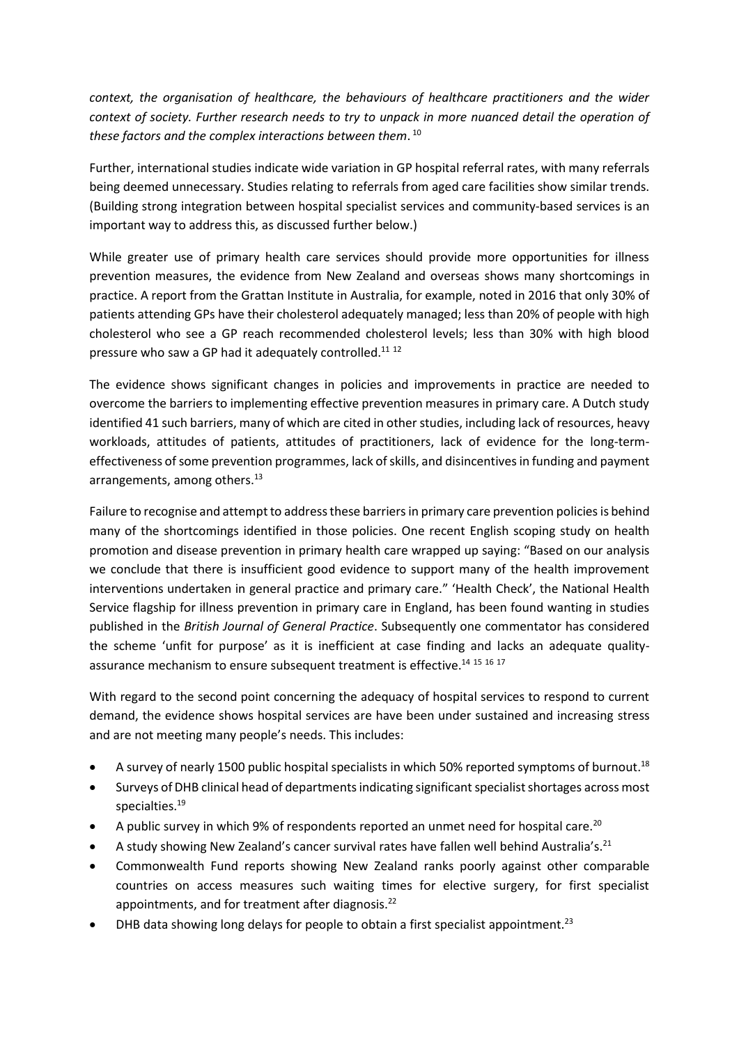*context, the organisation of healthcare, the behaviours of healthcare practitioners and the wider context of society. Further research needs to try to unpack in more nuanced detail the operation of these factors and the complex interactions between them*.[10]

Further, international studies indicate wide variation in GP hospital referral rates, with many referrals being deemed unnecessary. Studies relating to referrals from aged care facilities show similar trends. (Building strong integration between hospital specialist services and community-based services is an important way to address this, as discussed further below.)

While greater use of primary health care services should provide more opportunities for illness prevention measures, the evidence from New Zealand and overseas shows many shortcomings in practice. A report from the Grattan Institute in Australia, for example, noted in 2016 that only 30% of patients attending GPs have their cholesterol adequately managed; less than 20% of people with high cholesterol who see a GP reach recommended cholesterol levels; less than 30% with high blood pressure who saw a GP had it adequately controlled.[11 12]

The evidence shows significant changes in policies and improvements in practice are needed to overcome the barriers to implementing effective prevention measures in primary care. A Dutch study identified 41 such barriers, many of which are cited in other studies, including lack of resources, heavy workloads, attitudes of patients, attitudes of practitioners, lack of evidence for the long-term-effectiveness of some prevention programmes, lack of skills, and disincentives in funding and payment arrangements, among others.[13]

Failure to recognise and attempt to address these barriers in primary care prevention policies is behind many of the shortcomings identified in those policies. One recent English scoping study on health promotion and disease prevention in primary health care wrapped up saying: "Based on our analysis we conclude that there is insufficient good evidence to support many of the health improvement interventions undertaken in general practice and primary care." 'Health Check', the National Health Service flagship for illness prevention in primary care in England, has been found wanting in studies published in the *British Journal of General Practice*. Subsequently one commentator has considered the scheme 'unfit for purpose' as it is inefficient at case finding and lacks an adequate quality-assurance mechanism to ensure subsequent treatment is effective.[14 15 16 17]

With regard to the second point concerning the adequacy of hospital services to respond to current demand, the evidence shows hospital services are have been under sustained and increasing stress and are not meeting many people's needs. This includes:

- A survey of nearly 1500 public hospital specialists in which 50% reported symptoms of burnout.[18]
- Surveys of DHB clinical head of departments indicating significant specialist shortages across most specialties.[19]
- A public survey in which 9% of respondents reported an unmet need for hospital care.[20]
- A study showing New Zealand's cancer survival rates have fallen well behind Australia's.[21]
- Commonwealth Fund reports showing New Zealand ranks poorly against other comparable countries on access measures such waiting times for elective surgery, for first specialist appointments, and for treatment after diagnosis.[22]
- DHB data showing long delays for people to obtain a first specialist appointment.[23]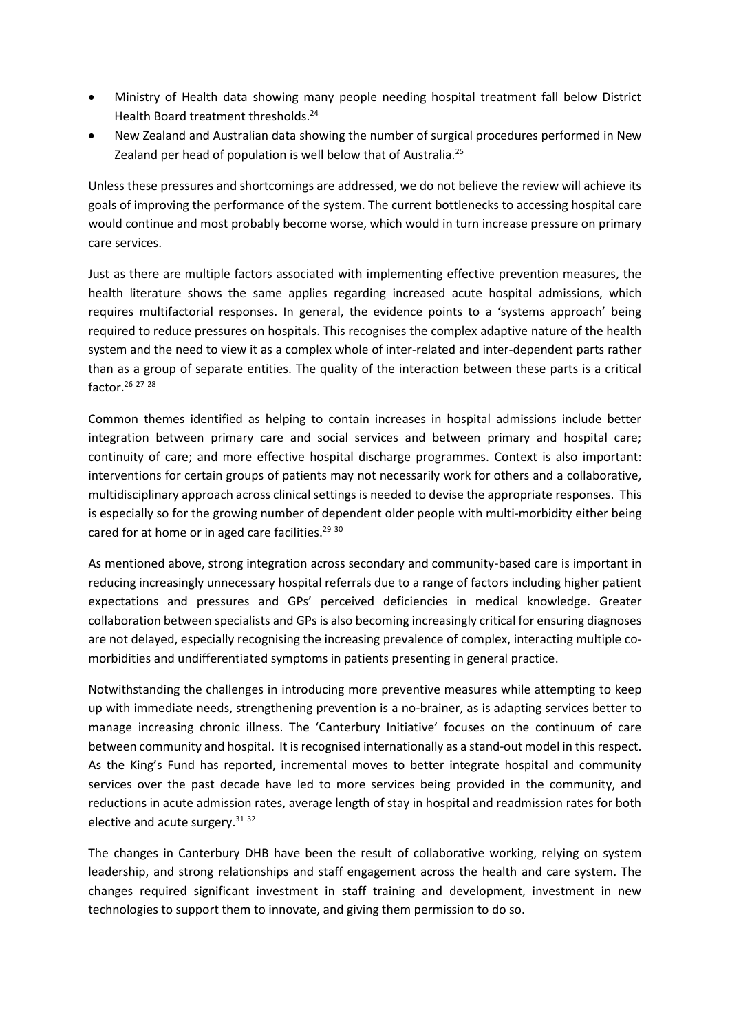- Ministry of Health data showing many people needing hospital treatment fall below District Health Board treatment thresholds.[24]
- New Zealand and Australian data showing the number of surgical procedures performed in New Zealand per head of population is well below that of Australia.[25]

Unless these pressures and shortcomings are addressed, we do not believe the review will achieve its goals of improving the performance of the system. The current bottlenecks to accessing hospital care would continue and most probably become worse, which would in turn increase pressure on primary care services.

Just as there are multiple factors associated with implementing effective prevention measures, the health literature shows the same applies regarding increased acute hospital admissions, which requires multifactorial responses. In general, the evidence points to a 'systems approach' being required to reduce pressures on hospitals. This recognises the complex adaptive nature of the health system and the need to view it as a complex whole of inter-related and inter-dependent parts rather than as a group of separate entities. The quality of the interaction between these parts is a critical factor.[26 27 28]

Common themes identified as helping to contain increases in hospital admissions include better integration between primary care and social services and between primary and hospital care; continuity of care; and more effective hospital discharge programmes. Context is also important: interventions for certain groups of patients may not necessarily work for others and a collaborative, multidisciplinary approach across clinical settings is needed to devise the appropriate responses. This is especially so for the growing number of dependent older people with multi-morbidity either being cared for at home or in aged care facilities.[29 30]

As mentioned above, strong integration across secondary and community-based care is important in reducing increasingly unnecessary hospital referrals due to a range of factors including higher patient expectations and pressures and GPs' perceived deficiencies in medical knowledge. Greater collaboration between specialists and GPs is also becoming increasingly critical for ensuring diagnoses are not delayed, especially recognising the increasing prevalence of complex, interacting multiple co-morbidities and undifferentiated symptoms in patients presenting in general practice.

Notwithstanding the challenges in introducing more preventive measures while attempting to keep up with immediate needs, strengthening prevention is a no-brainer, as is adapting services better to manage increasing chronic illness. The 'Canterbury Initiative' focuses on the continuum of care between community and hospital. It is recognised internationally as a stand-out model in this respect. As the King's Fund has reported, incremental moves to better integrate hospital and community services over the past decade have led to more services being provided in the community, and reductions in acute admission rates, average length of stay in hospital and readmission rates for both elective and acute surgery.[31 32]

The changes in Canterbury DHB have been the result of collaborative working, relying on system leadership, and strong relationships and staff engagement across the health and care system. The changes required significant investment in staff training and development, investment in new technologies to support them to innovate, and giving them permission to do so.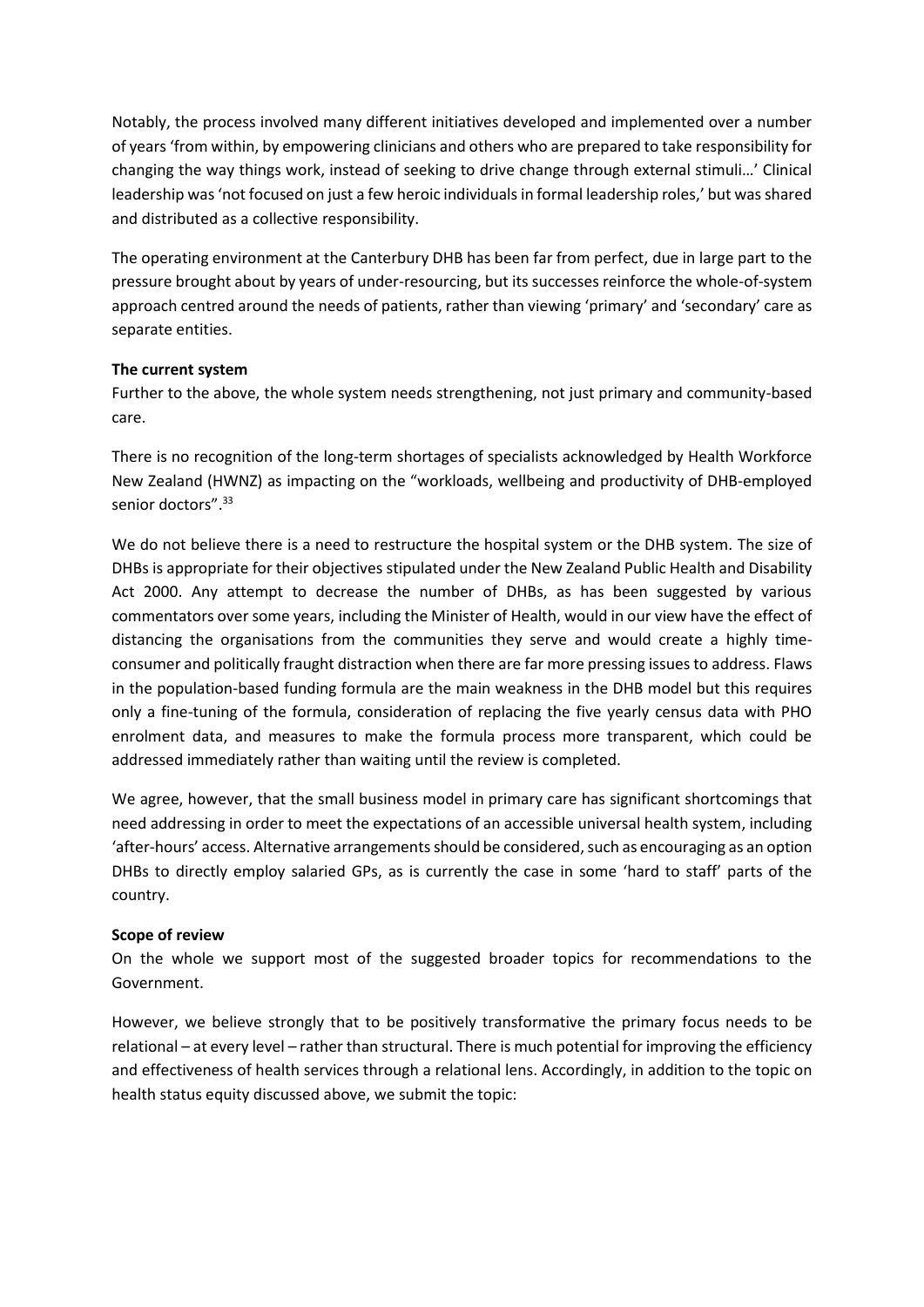Notably, the process involved many different initiatives developed and implemented over a number of years 'from within, by empowering clinicians and others who are prepared to take responsibility for changing the way things work, instead of seeking to drive change through external stimuli…' Clinical leadership was 'not focused on just a few heroic individuals in formal leadership roles,' but was shared and distributed as a collective responsibility.

The operating environment at the Canterbury DHB has been far from perfect, due in large part to the pressure brought about by years of under-resourcing, but its successes reinforce the whole-of-system approach centred around the needs of patients, rather than viewing 'primary' and 'secondary' care as separate entities.

**The current system**

Further to the above, the whole system needs strengthening, not just primary and community-based care.

There is no recognition of the long-term shortages of specialists acknowledged by Health Workforce New Zealand (HWNZ) as impacting on the "workloads, wellbeing and productivity of DHB-employed senior doctors".[33]

We do not believe there is a need to restructure the hospital system or the DHB system. The size of DHBs is appropriate for their objectives stipulated under the New Zealand Public Health and Disability Act 2000. Any attempt to decrease the number of DHBs, as has been suggested by various commentators over some years, including the Minister of Health, would in our view have the effect of distancing the organisations from the communities they serve and would create a highly time-consumer and politically fraught distraction when there are far more pressing issues to address. Flaws in the population-based funding formula are the main weakness in the DHB model but this requires only a fine-tuning of the formula, consideration of replacing the five yearly census data with PHO enrolment data, and measures to make the formula process more transparent, which could be addressed immediately rather than waiting until the review is completed.

We agree, however, that the small business model in primary care has significant shortcomings that need addressing in order to meet the expectations of an accessible universal health system, including 'after-hours' access. Alternative arrangements should be considered, such as encouraging as an option DHBs to directly employ salaried GPs, as is currently the case in some 'hard to staff' parts of the country.

**Scope of review**

On the whole we support most of the suggested broader topics for recommendations to the Government.

However, we believe strongly that to be positively transformative the primary focus needs to be relational – at every level – rather than structural. There is much potential for improving the efficiency and effectiveness of health services through a relational lens. Accordingly, in addition to the topic on health status equity discussed above, we submit the topic: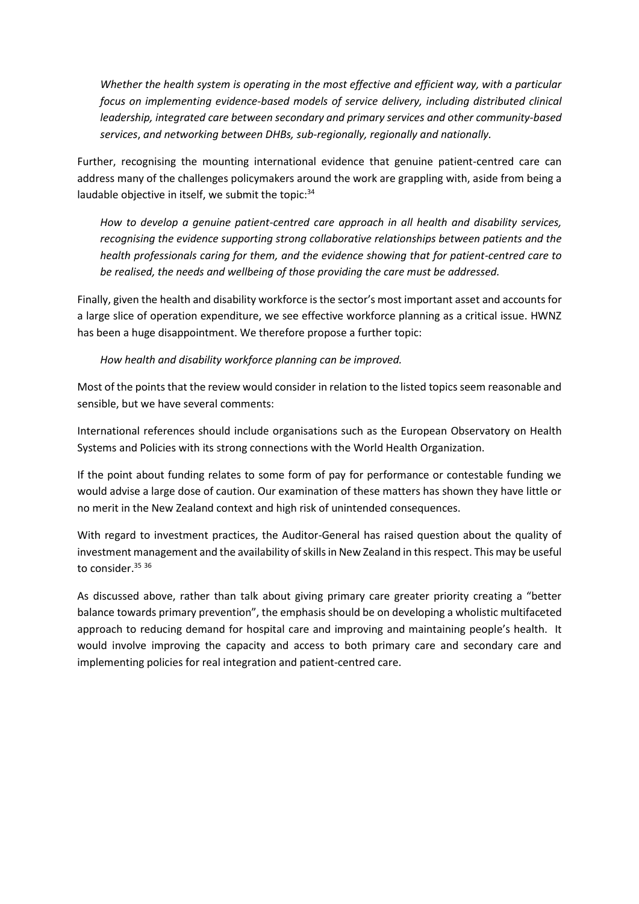*Whether the health system is operating in the most effective and efficient way, with a particular focus on implementing evidence-based models of service delivery, including distributed clinical leadership, integrated care between secondary and primary services and other community-based services, and networking between DHBs, sub-regionally, regionally and nationally.*

Further, recognising the mounting international evidence that genuine patient-centred care can address many of the challenges policymakers around the work are grappling with, aside from being a laudable objective in itself, we submit the topic:[34]

*How to develop a genuine patient-centred care approach in all health and disability services, recognising the evidence supporting strong collaborative relationships between patients and the health professionals caring for them, and the evidence showing that for patient-centred care to be realised, the needs and wellbeing of those providing the care must be addressed.*

Finally, given the health and disability workforce is the sector's most important asset and accounts for a large slice of operation expenditure, we see effective workforce planning as a critical issue. HWNZ has been a huge disappointment. We therefore propose a further topic:

*How health and disability workforce planning can be improved.*

Most of the points that the review would consider in relation to the listed topics seem reasonable and sensible, but we have several comments:

International references should include organisations such as the European Observatory on Health Systems and Policies with its strong connections with the World Health Organization.

If the point about funding relates to some form of pay for performance or contestable funding we would advise a large dose of caution. Our examination of these matters has shown they have little or no merit in the New Zealand context and high risk of unintended consequences.

With regard to investment practices, the Auditor-General has raised question about the quality of investment management and the availability of skills in New Zealand in this respect. This may be useful to consider.[35] [36]

As discussed above, rather than talk about giving primary care greater priority creating a "better balance towards primary prevention", the emphasis should be on developing a wholistic multifaceted approach to reducing demand for hospital care and improving and maintaining people's health. It would involve improving the capacity and access to both primary care and secondary care and implementing policies for real integration and patient-centred care.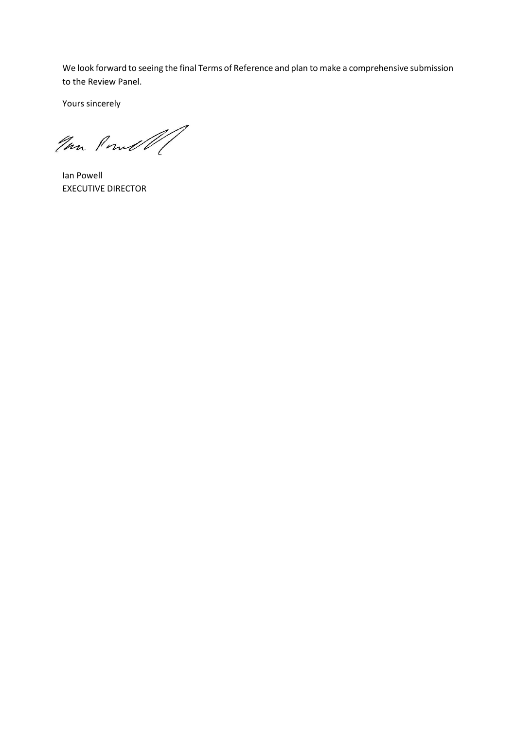We look forward to seeing the final Terms of Reference and plan to make a comprehensive submission to the Review Panel.

Yours sincerely

Ian Powell
EXECUTIVE DIRECTOR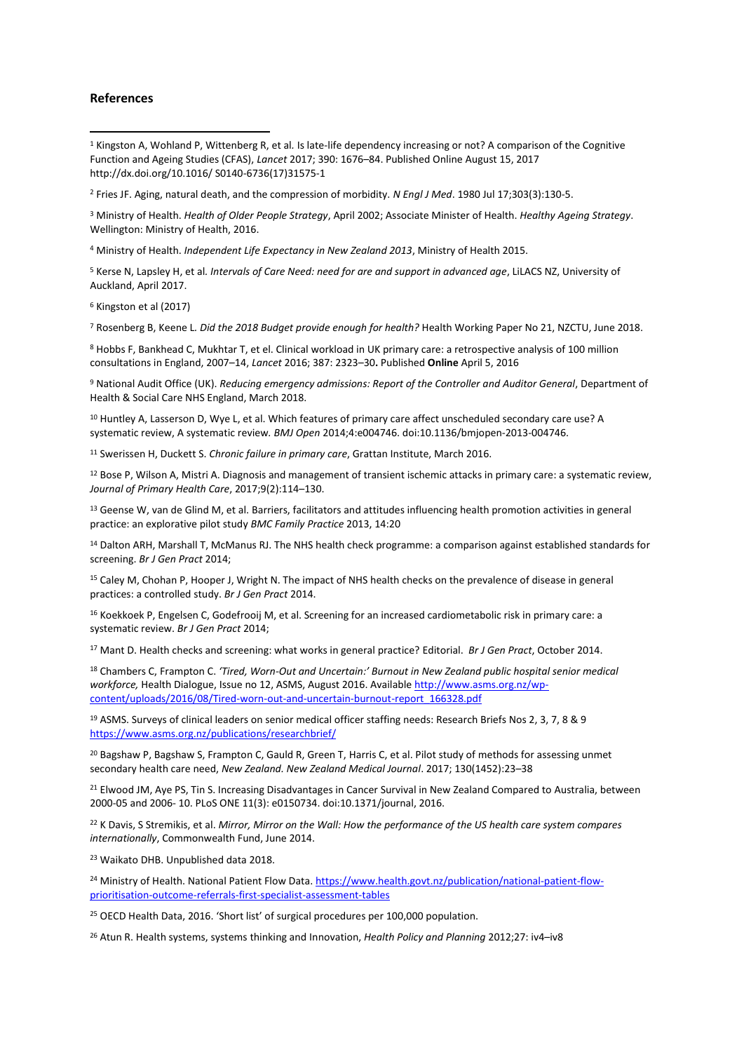**References**

[1] Kingston A, Wohland P, Wittenberg R, et al. Is late-life dependency increasing or not? A comparison of the Cognitive Function and Ageing Studies (CFAS), *Lancet* 2017; 390: 1676–84. Published Online August 15, 2017 http://dx.doi.org/10.1016/ S0140-6736(17)31575-1

[2] Fries JF. Aging, natural death, and the compression of morbidity. *N Engl J Med*. 1980 Jul 17;303(3):130-5.

[3] Ministry of Health. *Health of Older People Strategy*, April 2002; Associate Minister of Health. *Healthy Ageing Strategy*. Wellington: Ministry of Health, 2016.

[4] Ministry of Health. *Independent Life Expectancy in New Zealand 2013*, Ministry of Health 2015.

[5] Kerse N, Lapsley H, et al. *Intervals of Care Need: need for are and support in advanced age*, LiLACS NZ, University of Auckland, April 2017.

[6] Kingston et al (2017)

[7] Rosenberg B, Keene L. *Did the 2018 Budget provide enough for health?* Health Working Paper No 21, NZCTU, June 2018.

[8] Hobbs F, Bankhead C, Mukhtar T, et el. Clinical workload in UK primary care: a retrospective analysis of 100 million consultations in England, 2007–14, *Lancet* 2016; 387: 2323–30**.** Published **Online** April 5, 2016

[9] National Audit Office (UK). *Reducing emergency admissions: Report of the Controller and Auditor General*, Department of Health & Social Care NHS England, March 2018.

[10] Huntley A, Lasserson D, Wye L, et al. Which features of primary care affect unscheduled secondary care use? A systematic review, A systematic review. *BMJ Open* 2014;4:e004746. doi:10.1136/bmjopen-2013-004746.

[11] Swerissen H, Duckett S. *Chronic failure in primary care*, Grattan Institute, March 2016.

[12] Bose P, Wilson A, Mistri A. Diagnosis and management of transient ischemic attacks in primary care: a systematic review, *Journal of Primary Health Care*, 2017;9(2):114–130.

[13] Geense W, van de Glind M, et al. Barriers, facilitators and attitudes influencing health promotion activities in general practice: an explorative pilot study *BMC Family Practice* 2013, 14:20

[14] Dalton ARH, Marshall T, McManus RJ. The NHS health check programme: a comparison against established standards for screening. *Br J Gen Pract* 2014;

[15] Caley M, Chohan P, Hooper J, Wright N. The impact of NHS health checks on the prevalence of disease in general practices: a controlled study. *Br J Gen Pract* 2014.

[16] Koekkoek P, Engelsen C, Godefrooij M, et al. Screening for an increased cardiometabolic risk in primary care: a systematic review. *Br J Gen Pract* 2014;

[17] Mant D. Health checks and screening: what works in general practice? Editorial. *Br J Gen Pract*, October 2014.

[18] Chambers C, Frampton C. *'Tired, Worn-Out and Uncertain:' Burnout in New Zealand public hospital senior medical workforce,* Health Dialogue, Issue no 12, ASMS, August 2016. Available http://www.asms.org.nz/wp-content/uploads/2016/08/Tired-worn-out-and-uncertain-burnout-report_166328.pdf

[19] ASMS. Surveys of clinical leaders on senior medical officer staffing needs: Research Briefs Nos 2, 3, 7, 8 & 9 https://www.asms.org.nz/publications/researchbrief/

[20] Bagshaw P, Bagshaw S, Frampton C, Gauld R, Green T, Harris C, et al. Pilot study of methods for assessing unmet secondary health care need, *New Zealand. New Zealand Medical Journal*. 2017; 130(1452):23–38

[21] Elwood JM, Aye PS, Tin S. Increasing Disadvantages in Cancer Survival in New Zealand Compared to Australia, between 2000-05 and 2006- 10. PLoS ONE 11(3): e0150734. doi:10.1371/journal, 2016.

[22] K Davis, S Stremikis, et al. *Mirror, Mirror on the Wall: How the performance of the US health care system compares internationally*, Commonwealth Fund, June 2014.

[23] Waikato DHB. Unpublished data 2018.

[24] Ministry of Health. National Patient Flow Data. https://www.health.govt.nz/publication/national-patient-flow-prioritisation-outcome-referrals-first-specialist-assessment-tables

[25] OECD Health Data, 2016. 'Short list' of surgical procedures per 100,000 population.

[26] Atun R. Health systems, systems thinking and Innovation, *Health Policy and Planning* 2012;27: iv4–iv8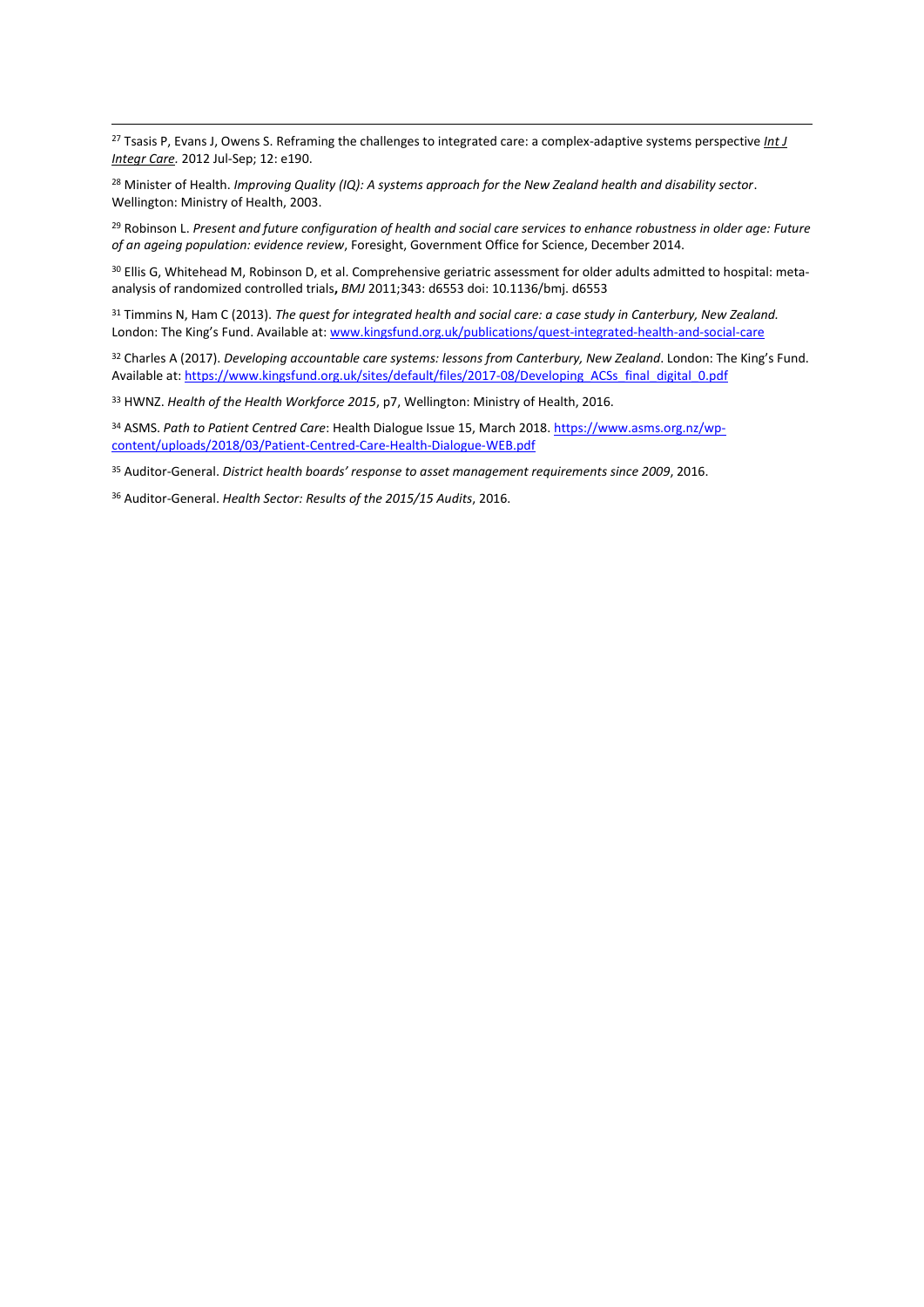[27] Tsasis P, Evans J, Owens S. Reframing the challenges to integrated care: a complex-adaptive systems perspective *Int J Integr Care.* 2012 Jul-Sep; 12: e190.

[28] Minister of Health. *Improving Quality (IQ): A systems approach for the New Zealand health and disability sector*. Wellington: Ministry of Health, 2003.

[29] Robinson L. *Present and future configuration of health and social care services to enhance robustness in older age: Future of an ageing population: evidence review*, Foresight, Government Office for Science, December 2014.

[30] Ellis G, Whitehead M, Robinson D, et al. Comprehensive geriatric assessment for older adults admitted to hospital: meta-analysis of randomized controlled trials**,** *BMJ* 2011;343: d6553 doi: 10.1136/bmj. d6553

[31] Timmins N, Ham C (2013). *The quest for integrated health and social care: a case study in Canterbury, New Zealand.* London: The King's Fund. Available at: www.kingsfund.org.uk/publications/quest-integrated-health-and-social-care

[32] Charles A (2017). *Developing accountable care systems: lessons from Canterbury, New Zealand*. London: The King's Fund. Available at: https://www.kingsfund.org.uk/sites/default/files/2017-08/Developing_ACSs_final_digital_0.pdf

[33] HWNZ. *Health of the Health Workforce 2015*, p7, Wellington: Ministry of Health, 2016.

[34] ASMS. *Path to Patient Centred Care*: Health Dialogue Issue 15, March 2018. https://www.asms.org.nz/wp-content/uploads/2018/03/Patient-Centred-Care-Health-Dialogue-WEB.pdf

[35] Auditor-General. *District health boards' response to asset management requirements since 2009*, 2016.

[36] Auditor-General. *Health Sector: Results of the 2015/15 Audits*, 2016.